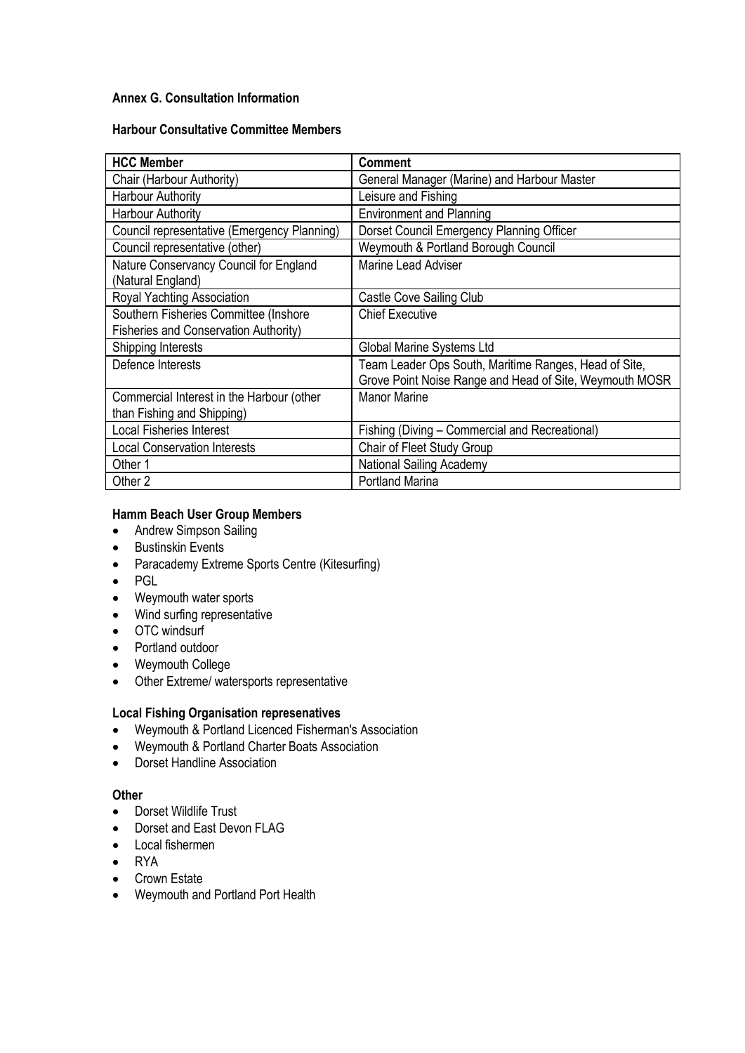**Annex G. Consultation Information**

**Harbour Consultative Committee Members**

| HCC Member | Comment |
|---|---|
| Chair (Harbour Authority) | General Manager (Marine) and Harbour Master |
| Harbour Authority | Leisure and Fishing |
| Harbour Authority | Environment and Planning |
| Council representative (Emergency Planning) | Dorset Council Emergency Planning Officer |
| Council representative (other) | Weymouth & Portland Borough Council |
| Nature Conservancy Council for England (Natural England) | Marine Lead Adviser |
| Royal Yachting Association | Castle Cove Sailing Club |
| Southern Fisheries Committee (Inshore Fisheries and Conservation Authority) | Chief Executive |
| Shipping Interests | Global Marine Systems Ltd |
| Defence Interests | Team Leader Ops South, Maritime Ranges, Head of Site, Grove Point Noise Range and Head of Site, Weymouth MOSR |
| Commercial Interest in the Harbour (other than Fishing and Shipping) | Manor Marine |
| Local Fisheries Interest | Fishing (Diving – Commercial and Recreational) |
| Local Conservation Interests | Chair of Fleet Study Group |
| Other 1 | National Sailing Academy |
| Other 2 | Portland Marina |

**Hamm Beach User Group Members**

- Andrew Simpson Sailing
- Bustinskin Events
- Paracademy Extreme Sports Centre (Kitesurfing)
- PGL
- Weymouth water sports
- Wind surfing representative
- OTC windsurf
- Portland outdoor
- Weymouth College
- Other Extreme/ watersports representative

**Local Fishing Organisation represenatives**

- Weymouth & Portland Licenced Fisherman's Association
- Weymouth & Portland Charter Boats Association
- Dorset Handline Association

**Other**

- Dorset Wildlife Trust
- Dorset and East Devon FLAG
- Local fishermen
- RYA
- Crown Estate
- Weymouth and Portland Port Health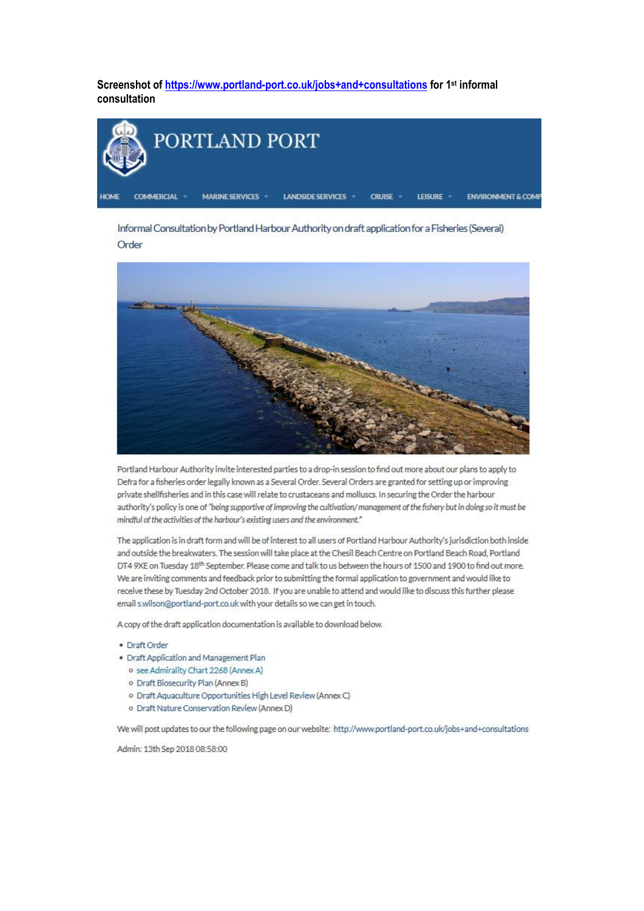**Screenshot of https://www.portland-port.co.uk/jobs+and+consultations for 1st informal consultation**

PORTLAND PORT

HOME COMMERCIAL MARINE SERVICES LANDSIDE SERVICES CRUISE LEISURE ENVIRONMENT & COMP

## Informal Consultation by Portland Harbour Authority on draft application for a Fisheries (Several) Order

Portland Harbour Authority invite interested parties to a drop-in session to find out more about our plans to apply to Defra for a fisheries order legally known as a Several Order. Several Orders are granted for setting up or improving private shellfisheries and in this case will relate to crustaceans and molluscs. In securing the Order the harbour authority's policy is one of *"being supportive of improving the cultivation/ management of the fishery but in doing so it must be mindful of the activities of the harbour's existing users and the environment."*

The application is in draft form and will be of interest to all users of Portland Harbour Authority's jurisdiction both inside and outside the breakwaters. The session will take place at the Chesil Beach Centre on Portland Beach Road, Portland DT4 9XE on Tuesday 18th September. Please come and talk to us between the hours of 1500 and 1900 to find out more. We are inviting comments and feedback prior to submitting the formal application to government and would like to receive these by Tuesday 2nd October 2018. If you are unable to attend and would like to discuss this further please email s.wilson@portland-port.co.uk with your details so we can get in touch.

A copy of the draft application documentation is available to download below.

- Draft Order
- Draft Application and Management Plan
  - see Admiralty Chart 2268 (Annex A)
  - Draft Biosecurity Plan (Annex B)
  - Draft Aquaculture Opportunities High Level Review (Annex C)
  - Draft Nature Conservation Review (Annex D)

We will post updates to our the following page on our website: http://www.portland-port.co.uk/jobs+and+consultations

Admin: 13th Sep 2018 08:58:00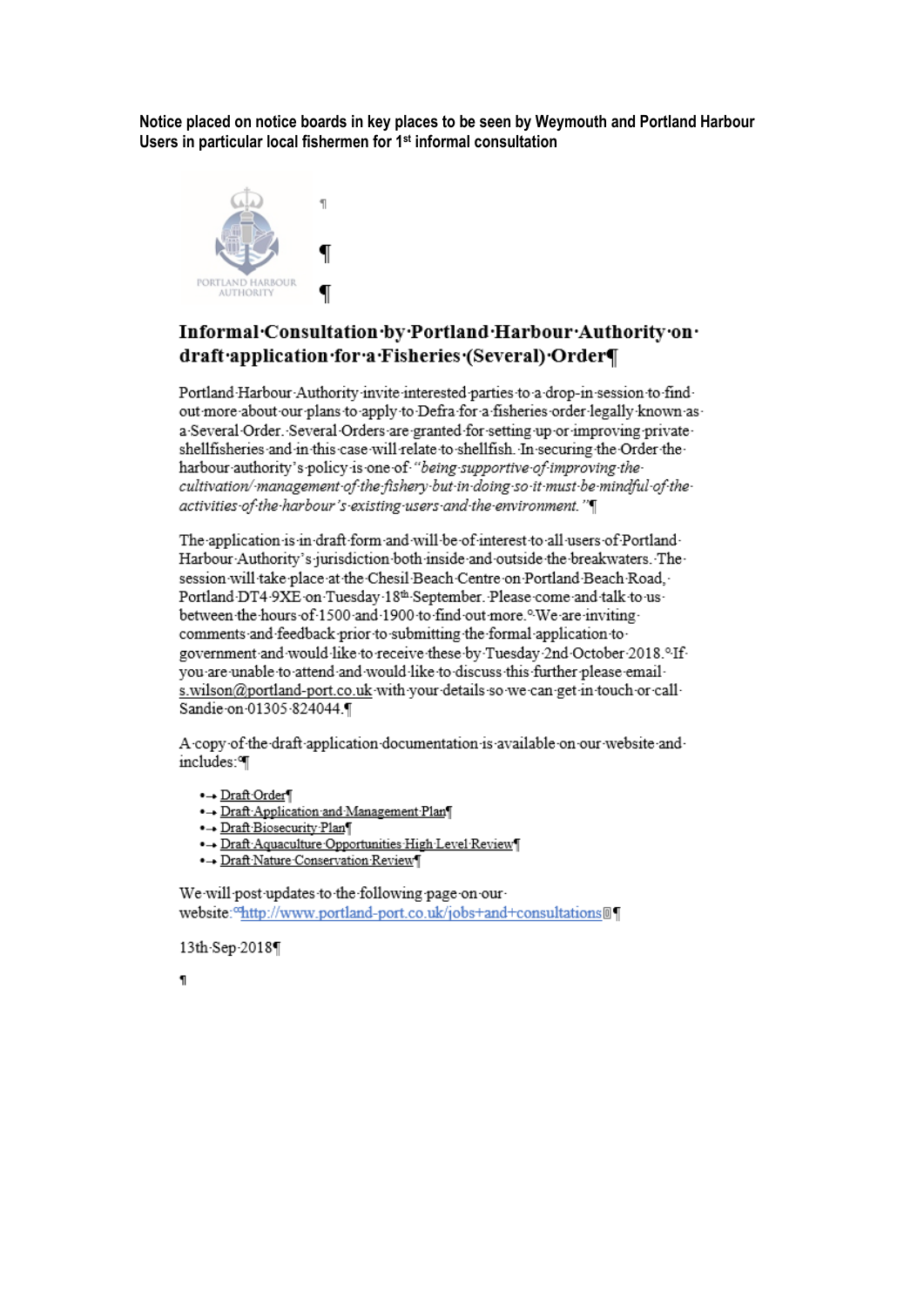**Notice placed on notice boards in key places to be seen by Weymouth and Portland Harbour Users in particular local fishermen for 1st informal consultation**

PORTLAND HARBOUR AUTHORITY

## Informal Consultation by Portland Harbour Authority on draft application for a Fisheries (Several) Order

Portland Harbour Authority invite interested parties to a drop-in session to find out more about our plans to apply to Defra for a fisheries order legally known as a Several Order. Several Orders are granted for setting up or improving private shellfisheries and in this case will relate to shellfish. In securing the Order the harbour authority's policy is one of *"being supportive of improving the cultivation/ management of the fishery but in doing so it must be mindful of the activities of the harbour's existing users and the environment."*

The application is in draft form and will be of interest to all users of Portland Harbour Authority's jurisdiction both inside and outside the breakwaters. The session will take place at the Chesil Beach Centre on Portland Beach Road, Portland DT4 9XE on Tuesday 18th September. Please come and talk to us between the hours of 1500 and 1900 to find out more. We are inviting comments and feedback prior to submitting the formal application to government and would like to receive these by Tuesday 2nd October 2018. If you are unable to attend and would like to discuss this further please email s.wilson@portland-port.co.uk with your details so we can get in touch or call Sandie on 01305 824044.

A copy of the draft application documentation is available on our website and includes:

- Draft Order
- Draft Application and Management Plan
- Draft Biosecurity Plan
- Draft Aquaculture Opportunities High Level Review
- Draft Nature Conservation Review

We will post updates to the following page on our website: http://www.portland-port.co.uk/jobs+and+consultations

13th Sep 2018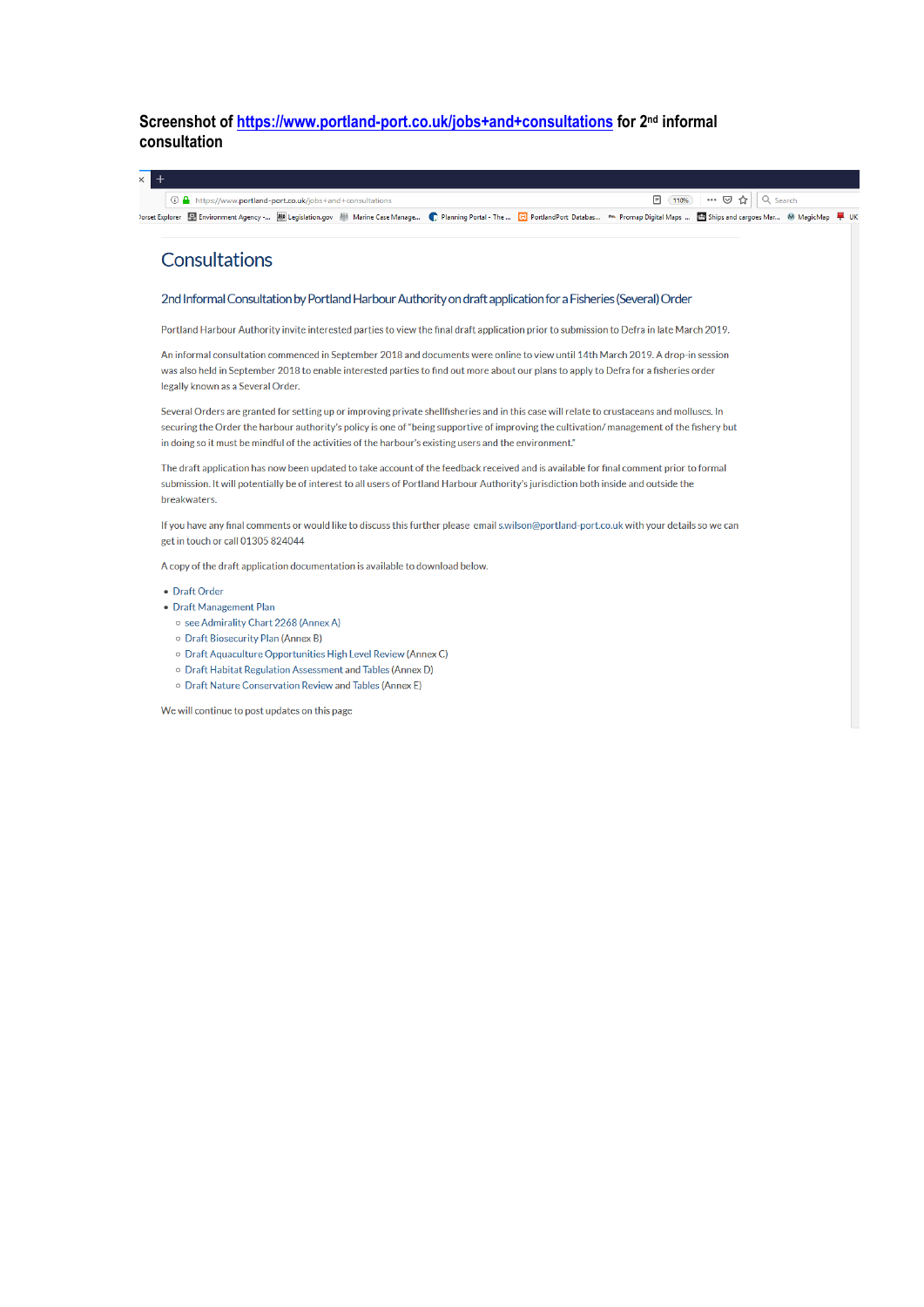**Screenshot of https://www.portland-port.co.uk/jobs+and+consultations for 2nd informal consultation**

# Consultations

## 2nd Informal Consultation by Portland Harbour Authority on draft application for a Fisheries (Several) Order

Portland Harbour Authority invite interested parties to view the final draft application prior to submission to Defra in late March 2019.

An informal consultation commenced in September 2018 and documents were online to view until 14th March 2019. A drop-in session was also held in September 2018 to enable interested parties to find out more about our plans to apply to Defra for a fisheries order legally known as a Several Order.

Several Orders are granted for setting up or improving private shellfisheries and in this case will relate to crustaceans and molluscs. In securing the Order the harbour authority's policy is one of "being supportive of improving the cultivation/ management of the fishery but in doing so it must be mindful of the activities of the harbour's existing users and the environment."

The draft application has now been updated to take account of the feedback received and is available for final comment prior to formal submission. It will potentially be of interest to all users of Portland Harbour Authority's jurisdiction both inside and outside the breakwaters.

If you have any final comments or would like to discuss this further please email s.wilson@portland-port.co.uk with your details so we can get in touch or call 01305 824044

A copy of the draft application documentation is available to download below.

- Draft Order
- Draft Management Plan
  - see Admiralty Chart 2268 (Annex A)
  - Draft Biosecurity Plan (Annex B)
  - Draft Aquaculture Opportunities High Level Review (Annex C)
  - Draft Habitat Regulation Assessment and Tables (Annex D)
  - Draft Nature Conservation Review and Tables (Annex E)

We will continue to post updates on this page